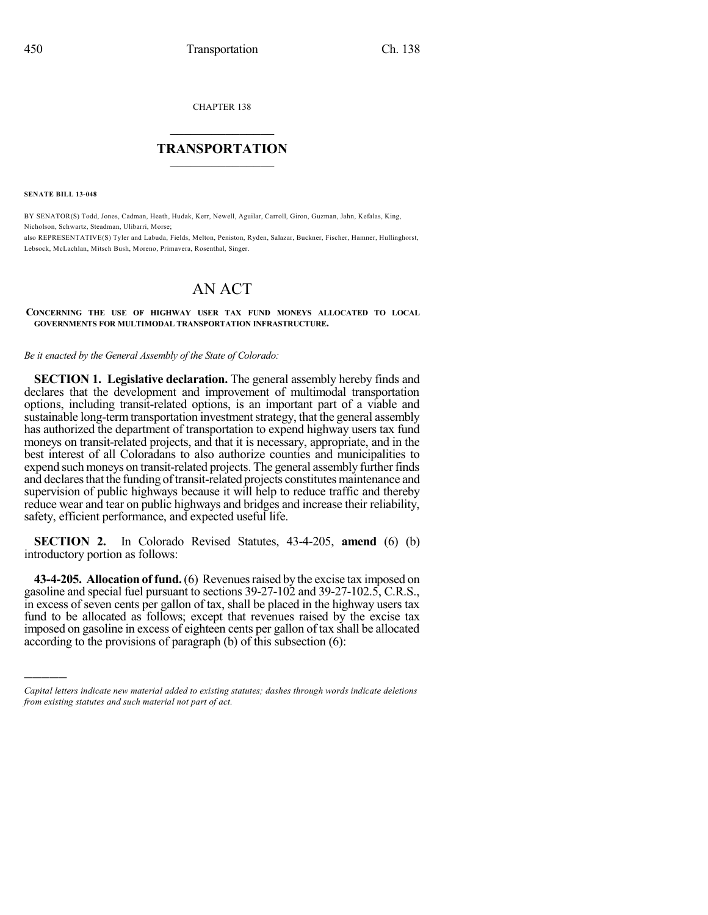CHAPTER 138

# TRANSPORTATION

**SENATE BILL 13-048**

BY SENATOR(S) Todd, Jones, Cadman, Heath, Hudak, Kerr, Newell, Aguilar, Carroll, Giron, Guzman, Jahn, Kefalas, King, Nicholson, Schwartz, Steadman, Ulibarri, Morse;
also REPRESENTATIVE(S) Tyler and Labuda, Fields, Melton, Peniston, Ryden, Salazar, Buckner, Fischer, Hamner, Hullinghorst, Lebsock, McLachlan, Mitsch Bush, Moreno, Primavera, Rosenthal, Singer.

# AN ACT

**CONCERNING THE USE OF HIGHWAY USER TAX FUND MONEYS ALLOCATED TO LOCAL GOVERNMENTS FOR MULTIMODAL TRANSPORTATION INFRASTRUCTURE.**

*Be it enacted by the General Assembly of the State of Colorado:*

**SECTION 1. Legislative declaration.** The general assembly hereby finds and declares that the development and improvement of multimodal transportation options, including transit-related options, is an important part of a viable and sustainable long-term transportation investment strategy, that the general assembly has authorized the department of transportation to expend highway users tax fund moneys on transit-related projects, and that it is necessary, appropriate, and in the best interest of all Coloradans to also authorize counties and municipalities to expend such moneys on transit-related projects. The general assembly further finds and declares that the funding of transit-related projects constitutes maintenance and supervision of public highways because it will help to reduce traffic and thereby reduce wear and tear on public highways and bridges and increase their reliability, safety, efficient performance, and expected useful life.

**SECTION 2.** In Colorado Revised Statutes, 43-4-205, **amend** (6) (b) introductory portion as follows:

**43-4-205. Allocation of fund.** (6) Revenues raised by the excise tax imposed on gasoline and special fuel pursuant to sections 39-27-102 and 39-27-102.5, C.R.S., in excess of seven cents per gallon of tax, shall be placed in the highway users tax fund to be allocated as follows; except that revenues raised by the excise tax imposed on gasoline in excess of eighteen cents per gallon of tax shall be allocated according to the provisions of paragraph (b) of this subsection (6):

---

*Capital letters indicate new material added to existing statutes; dashes through words indicate deletions from existing statutes and such material not part of act.*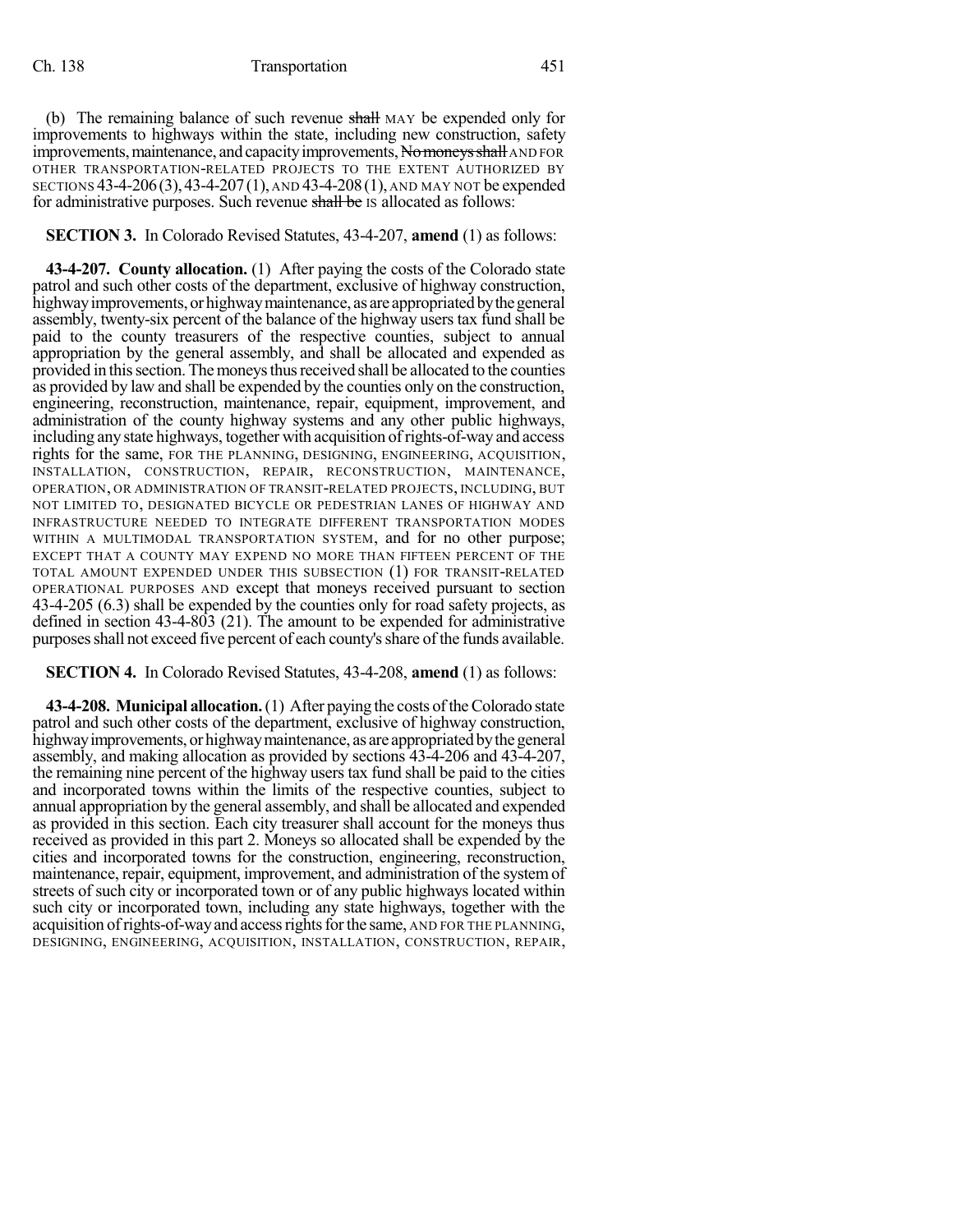(b) The remaining balance of such revenue ~~shall~~ MAY be expended only for improvements to highways within the state, including new construction, safety improvements, maintenance, and capacity improvements, ~~No moneys shall~~ AND FOR OTHER TRANSPORTATION-RELATED PROJECTS TO THE EXTENT AUTHORIZED BY SECTIONS 43-4-206 (3), 43-4-207 (1), AND 43-4-208 (1), AND MAY NOT be expended for administrative purposes. Such revenue ~~shall be~~ IS allocated as follows:

**SECTION 3.** In Colorado Revised Statutes, 43-4-207, **amend** (1) as follows:

**43-4-207. County allocation.** (1) After paying the costs of the Colorado state patrol and such other costs of the department, exclusive of highway construction, highway improvements, or highway maintenance, as are appropriated by the general assembly, twenty-six percent of the balance of the highway users tax fund shall be paid to the county treasurers of the respective counties, subject to annual appropriation by the general assembly, and shall be allocated and expended as provided in this section. The moneys thus received shall be allocated to the counties as provided by law and shall be expended by the counties only on the construction, engineering, reconstruction, maintenance, repair, equipment, improvement, and administration of the county highway systems and any other public highways, including any state highways, together with acquisition of rights-of-way and access rights for the same, FOR THE PLANNING, DESIGNING, ENGINEERING, ACQUISITION, INSTALLATION, CONSTRUCTION, REPAIR, RECONSTRUCTION, MAINTENANCE, OPERATION, OR ADMINISTRATION OF TRANSIT-RELATED PROJECTS, INCLUDING, BUT NOT LIMITED TO, DESIGNATED BICYCLE OR PEDESTRIAN LANES OF HIGHWAY AND INFRASTRUCTURE NEEDED TO INTEGRATE DIFFERENT TRANSPORTATION MODES WITHIN A MULTIMODAL TRANSPORTATION SYSTEM, and for no other purpose; EXCEPT THAT A COUNTY MAY EXPEND NO MORE THAN FIFTEEN PERCENT OF THE TOTAL AMOUNT EXPENDED UNDER THIS SUBSECTION (1) FOR TRANSIT-RELATED OPERATIONAL PURPOSES AND except that moneys received pursuant to section 43-4-205 (6.3) shall be expended by the counties only for road safety projects, as defined in section 43-4-803 (21). The amount to be expended for administrative purposes shall not exceed five percent of each county's share of the funds available.

**SECTION 4.** In Colorado Revised Statutes, 43-4-208, **amend** (1) as follows:

**43-4-208. Municipal allocation.** (1) After paying the costs of the Colorado state patrol and such other costs of the department, exclusive of highway construction, highway improvements, or highway maintenance, as are appropriated by the general assembly, and making allocation as provided by sections 43-4-206 and 43-4-207, the remaining nine percent of the highway users tax fund shall be paid to the cities and incorporated towns within the limits of the respective counties, subject to annual appropriation by the general assembly, and shall be allocated and expended as provided in this section. Each city treasurer shall account for the moneys thus received as provided in this part 2. Moneys so allocated shall be expended by the cities and incorporated towns for the construction, engineering, reconstruction, maintenance, repair, equipment, improvement, and administration of the system of streets of such city or incorporated town or of any public highways located within such city or incorporated town, including any state highways, together with the acquisition of rights-of-way and access rights for the same, AND FOR THE PLANNING, DESIGNING, ENGINEERING, ACQUISITION, INSTALLATION, CONSTRUCTION, REPAIR,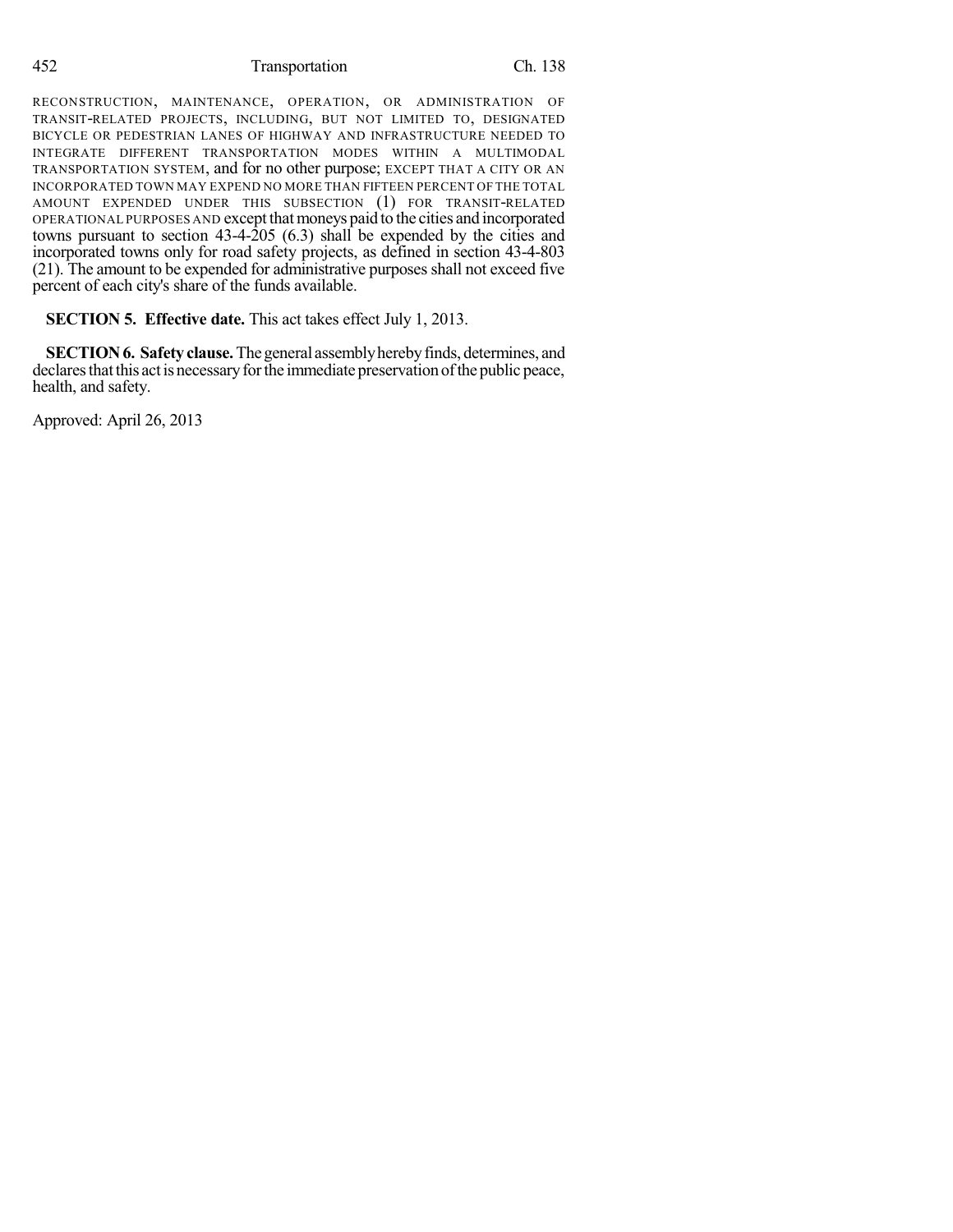RECONSTRUCTION, MAINTENANCE, OPERATION, OR ADMINISTRATION OF TRANSIT-RELATED PROJECTS, INCLUDING, BUT NOT LIMITED TO, DESIGNATED BICYCLE OR PEDESTRIAN LANES OF HIGHWAY AND INFRASTRUCTURE NEEDED TO INTEGRATE DIFFERENT TRANSPORTATION MODES WITHIN A MULTIMODAL TRANSPORTATION SYSTEM, and for no other purpose; EXCEPT THAT A CITY OR AN INCORPORATED TOWN MAY EXPEND NO MORE THAN FIFTEEN PERCENT OF THE TOTAL AMOUNT EXPENDED UNDER THIS SUBSECTION (1) FOR TRANSIT-RELATED OPERATIONAL PURPOSES AND except that moneys paid to the cities and incorporated towns pursuant to section 43-4-205 (6.3) shall be expended by the cities and incorporated towns only for road safety projects, as defined in section 43-4-803 (21). The amount to be expended for administrative purposes shall not exceed five percent of each city's share of the funds available.

**SECTION 5. Effective date.** This act takes effect July 1, 2013.

**SECTION 6. Safety clause.** The general assembly hereby finds, determines, and declares that this act is necessary for the immediate preservation of the public peace, health, and safety.

Approved: April 26, 2013